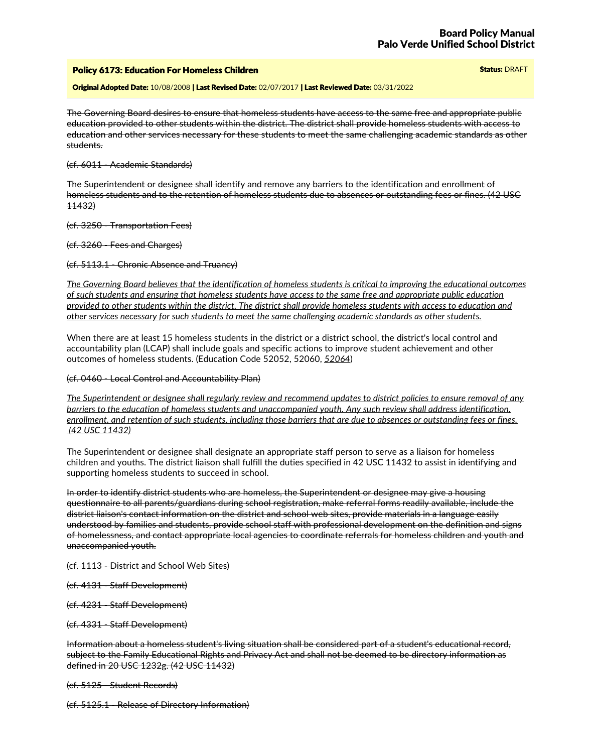**Board Policy Manual**
**Palo Verde Unified School District**

## Policy 6173: Education For Homeless Children

**Status:** DRAFT

**Original Adopted Date:** 10/08/2008 | **Last Revised Date:** 02/07/2017 | **Last Reviewed Date:** 03/31/2022

~~The Governing Board desires to ensure that homeless students have access to the same free and appropriate public education provided to other students within the district. The district shall provide homeless students with access to education and other services necessary for these students to meet the same challenging academic standards as other students.~~

~~(cf. 6011 - Academic Standards)~~

~~The Superintendent or designee shall identify and remove any barriers to the identification and enrollment of homeless students and to the retention of homeless students due to absences or outstanding fees or fines. (42 USC 11432)~~

~~(cf. 3250 - Transportation Fees)~~

~~(cf. 3260 - Fees and Charges)~~

~~(cf. 5113.1 - Chronic Absence and Truancy)~~

_The Governing Board believes that the identification of homeless students is critical to improving the educational outcomes of such students and ensuring that homeless students have access to the same free and appropriate public education provided to other students within the district. The district shall provide homeless students with access to education and other services necessary for such students to meet the same challenging academic standards as other students._

When there are at least 15 homeless students in the district or a district school, the district's local control and accountability plan (LCAP) shall include goals and specific actions to improve student achievement and other outcomes of homeless students. (Education Code 52052, 52060, _52064_)

~~(cf. 0460 - Local Control and Accountability Plan)~~

_The Superintendent or designee shall regularly review and recommend updates to district policies to ensure removal of any barriers to the education of homeless students and unaccompanied youth. Any such review shall address identification, enrollment, and retention of such students, including those barriers that are due to absences or outstanding fees or fines. (42 USC 11432)_

The Superintendent or designee shall designate an appropriate staff person to serve as a liaison for homeless children and youths. The district liaison shall fulfill the duties specified in 42 USC 11432 to assist in identifying and supporting homeless students to succeed in school.

~~In order to identify district students who are homeless, the Superintendent or designee may give a housing questionnaire to all parents/guardians during school registration, make referral forms readily available, include the district liaison's contact information on the district and school web sites, provide materials in a language easily understood by families and students, provide school staff with professional development on the definition and signs of homelessness, and contact appropriate local agencies to coordinate referrals for homeless children and youth and unaccompanied youth.~~

~~(cf. 1113 - District and School Web Sites)~~

~~(cf. 4131 - Staff Development)~~

~~(cf. 4231 - Staff Development)~~

~~(cf. 4331 - Staff Development)~~

~~Information about a homeless student's living situation shall be considered part of a student's educational record, subject to the Family Educational Rights and Privacy Act and shall not be deemed to be directory information as defined in 20 USC 1232g. (42 USC 11432)~~

~~(cf. 5125 - Student Records)~~

~~(cf. 5125.1 - Release of Directory Information)~~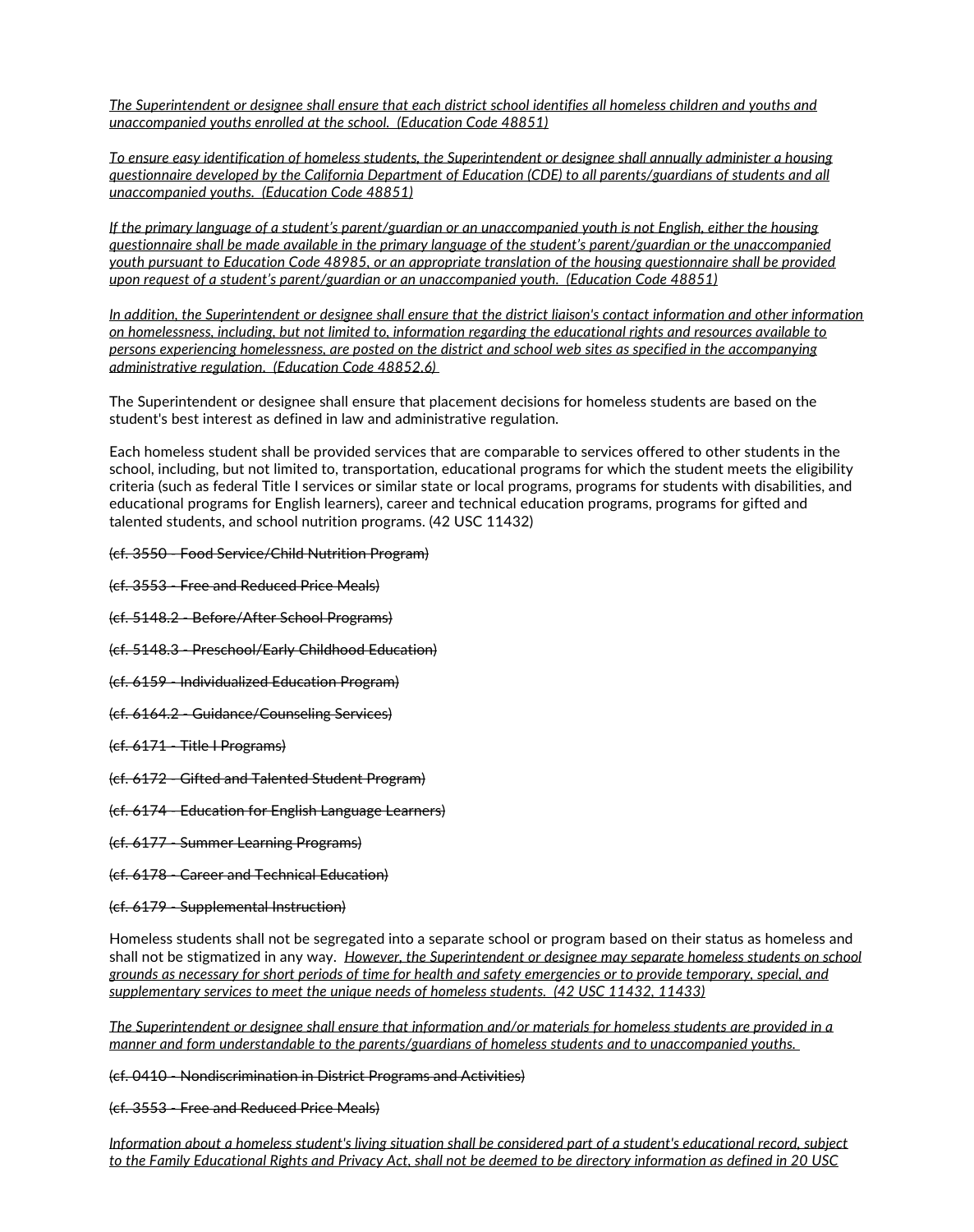*The Superintendent or designee shall ensure that each district school identifies all homeless children and youths and unaccompanied youths enrolled at the school.  (Education Code 48851)*

*To ensure easy identification of homeless students, the Superintendent or designee shall annually administer a housing questionnaire developed by the California Department of Education (CDE) to all parents/guardians of students and all unaccompanied youths.  (Education Code 48851)*

*If the primary language of a student's parent/guardian or an unaccompanied youth is not English, either the housing questionnaire shall be made available in the primary language of the student's parent/guardian or the unaccompanied youth pursuant to Education Code 48985, or an appropriate translation of the housing questionnaire shall be provided upon request of a student's parent/guardian or an unaccompanied youth.  (Education Code 48851)*

*In addition, the Superintendent or designee shall ensure that the district liaison's contact information and other information on homelessness, including, but not limited to, information regarding the educational rights and resources available to persons experiencing homelessness, are posted on the district and school web sites as specified in the accompanying administrative regulation.  (Education Code 48852.6)*

The Superintendent or designee shall ensure that placement decisions for homeless students are based on the student's best interest as defined in law and administrative regulation.

Each homeless student shall be provided services that are comparable to services offered to other students in the school, including, but not limited to, transportation, educational programs for which the student meets the eligibility criteria (such as federal Title I services or similar state or local programs, programs for students with disabilities, and educational programs for English learners), career and technical education programs, programs for gifted and talented students, and school nutrition programs. (42 USC 11432)

~~(cf. 3550 - Food Service/Child Nutrition Program)~~

~~(cf. 3553 - Free and Reduced Price Meals)~~

~~(cf. 5148.2 - Before/After School Programs)~~

~~(cf. 5148.3 - Preschool/Early Childhood Education)~~

~~(cf. 6159 - Individualized Education Program)~~

~~(cf. 6164.2 - Guidance/Counseling Services)~~

~~(cf. 6171 - Title I Programs)~~

~~(cf. 6172 - Gifted and Talented Student Program)~~

~~(cf. 6174 - Education for English Language Learners)~~

~~(cf. 6177 - Summer Learning Programs)~~

~~(cf. 6178 - Career and Technical Education)~~

~~(cf. 6179 - Supplemental Instruction)~~

Homeless students shall not be segregated into a separate school or program based on their status as homeless and shall not be stigmatized in any way.  *However, the Superintendent or designee may separate homeless students on school grounds as necessary for short periods of time for health and safety emergencies or to provide temporary, special, and supplementary services to meet the unique needs of homeless students.  (42 USC 11432, 11433)*

*The Superintendent or designee shall ensure that information and/or materials for homeless students are provided in a manner and form understandable to the parents/guardians of homeless students and to unaccompanied youths.*

~~(cf. 0410 - Nondiscrimination in District Programs and Activities)~~

~~(cf. 3553 - Free and Reduced Price Meals)~~

*Information about a homeless student's living situation shall be considered part of a student's educational record, subject to the Family Educational Rights and Privacy Act, shall not be deemed to be directory information as defined in 20 USC*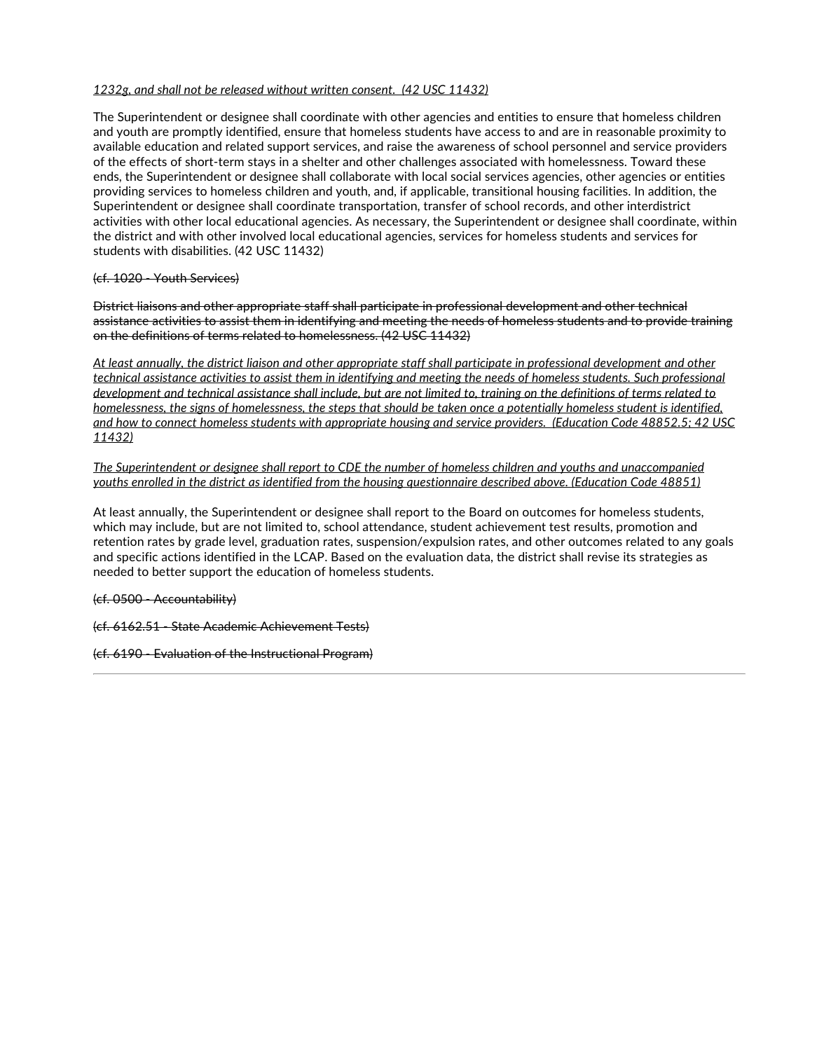*1232g, and shall not be released without written consent. (42 USC 11432)*

The Superintendent or designee shall coordinate with other agencies and entities to ensure that homeless children and youth are promptly identified, ensure that homeless students have access to and are in reasonable proximity to available education and related support services, and raise the awareness of school personnel and service providers of the effects of short-term stays in a shelter and other challenges associated with homelessness. Toward these ends, the Superintendent or designee shall collaborate with local social services agencies, other agencies or entities providing services to homeless children and youth, and, if applicable, transitional housing facilities. In addition, the Superintendent or designee shall coordinate transportation, transfer of school records, and other interdistrict activities with other local educational agencies. As necessary, the Superintendent or designee shall coordinate, within the district and with other involved local educational agencies, services for homeless students and services for students with disabilities. (42 USC 11432)

~~(cf. 1020 - Youth Services)~~

~~District liaisons and other appropriate staff shall participate in professional development and other technical assistance activities to assist them in identifying and meeting the needs of homeless students and to provide training on the definitions of terms related to homelessness. (42 USC 11432)~~

*At least annually, the district liaison and other appropriate staff shall participate in professional development and other technical assistance activities to assist them in identifying and meeting the needs of homeless students. Such professional development and technical assistance shall include, but are not limited to, training on the definitions of terms related to homelessness, the signs of homelessness, the steps that should be taken once a potentially homeless student is identified, and how to connect homeless students with appropriate housing and service providers. (Education Code 48852.5; 42 USC 11432)*

*The Superintendent or designee shall report to CDE the number of homeless children and youths and unaccompanied youths enrolled in the district as identified from the housing questionnaire described above. (Education Code 48851)*

At least annually, the Superintendent or designee shall report to the Board on outcomes for homeless students, which may include, but are not limited to, school attendance, student achievement test results, promotion and retention rates by grade level, graduation rates, suspension/expulsion rates, and other outcomes related to any goals and specific actions identified in the LCAP. Based on the evaluation data, the district shall revise its strategies as needed to better support the education of homeless students.

~~(cf. 0500 - Accountability)~~

~~(cf. 6162.51 - State Academic Achievement Tests)~~

~~(cf. 6190 - Evaluation of the Instructional Program)~~

---